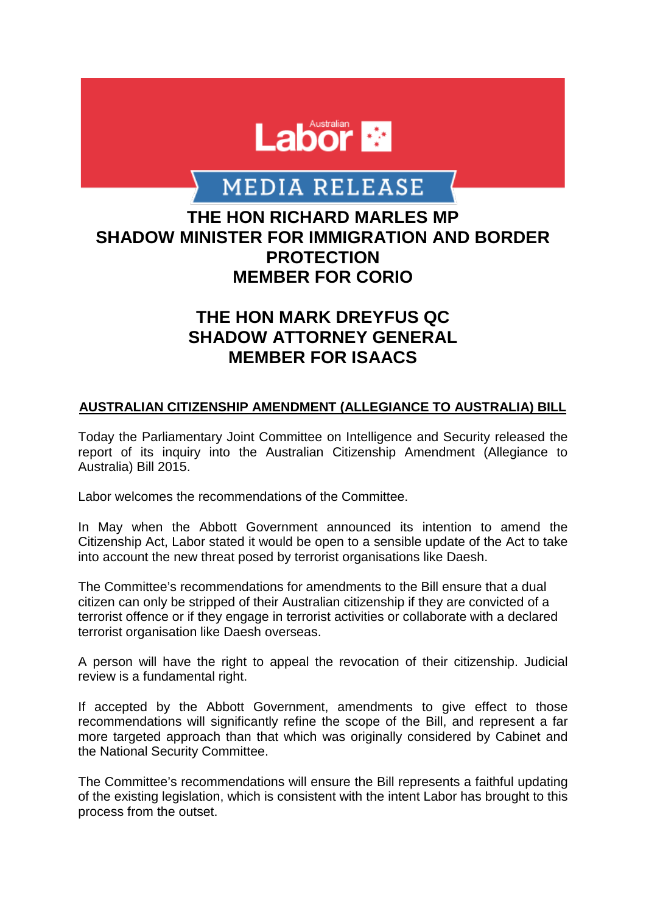Australian Labor

MEDIA RELEASE

**THE HON RICHARD MARLES MP**
**SHADOW MINISTER FOR IMMIGRATION AND BORDER PROTECTION**
**MEMBER FOR CORIO**

**THE HON MARK DREYFUS QC**
**SHADOW ATTORNEY GENERAL**
**MEMBER FOR ISAACS**

**AUSTRALIAN CITIZENSHIP AMENDMENT (ALLEGIANCE TO AUSTRALIA) BILL**

Today the Parliamentary Joint Committee on Intelligence and Security released the report of its inquiry into the Australian Citizenship Amendment (Allegiance to Australia) Bill 2015.

Labor welcomes the recommendations of the Committee.

In May when the Abbott Government announced its intention to amend the Citizenship Act, Labor stated it would be open to a sensible update of the Act to take into account the new threat posed by terrorist organisations like Daesh.

The Committee's recommendations for amendments to the Bill ensure that a dual citizen can only be stripped of their Australian citizenship if they are convicted of a terrorist offence or if they engage in terrorist activities or collaborate with a declared terrorist organisation like Daesh overseas.

A person will have the right to appeal the revocation of their citizenship. Judicial review is a fundamental right.

If accepted by the Abbott Government, amendments to give effect to those recommendations will significantly refine the scope of the Bill, and represent a far more targeted approach than that which was originally considered by Cabinet and the National Security Committee.

The Committee's recommendations will ensure the Bill represents a faithful updating of the existing legislation, which is consistent with the intent Labor has brought to this process from the outset.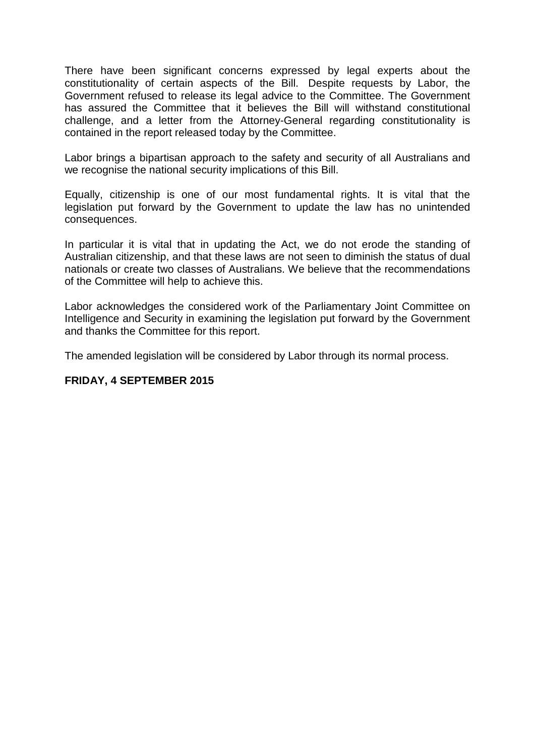There have been significant concerns expressed by legal experts about the constitutionality of certain aspects of the Bill. Despite requests by Labor, the Government refused to release its legal advice to the Committee. The Government has assured the Committee that it believes the Bill will withstand constitutional challenge, and a letter from the Attorney-General regarding constitutionality is contained in the report released today by the Committee.

Labor brings a bipartisan approach to the safety and security of all Australians and we recognise the national security implications of this Bill.

Equally, citizenship is one of our most fundamental rights. It is vital that the legislation put forward by the Government to update the law has no unintended consequences.

In particular it is vital that in updating the Act, we do not erode the standing of Australian citizenship, and that these laws are not seen to diminish the status of dual nationals or create two classes of Australians. We believe that the recommendations of the Committee will help to achieve this.

Labor acknowledges the considered work of the Parliamentary Joint Committee on Intelligence and Security in examining the legislation put forward by the Government and thanks the Committee for this report.

The amended legislation will be considered by Labor through its normal process.

**FRIDAY, 4 SEPTEMBER 2015**